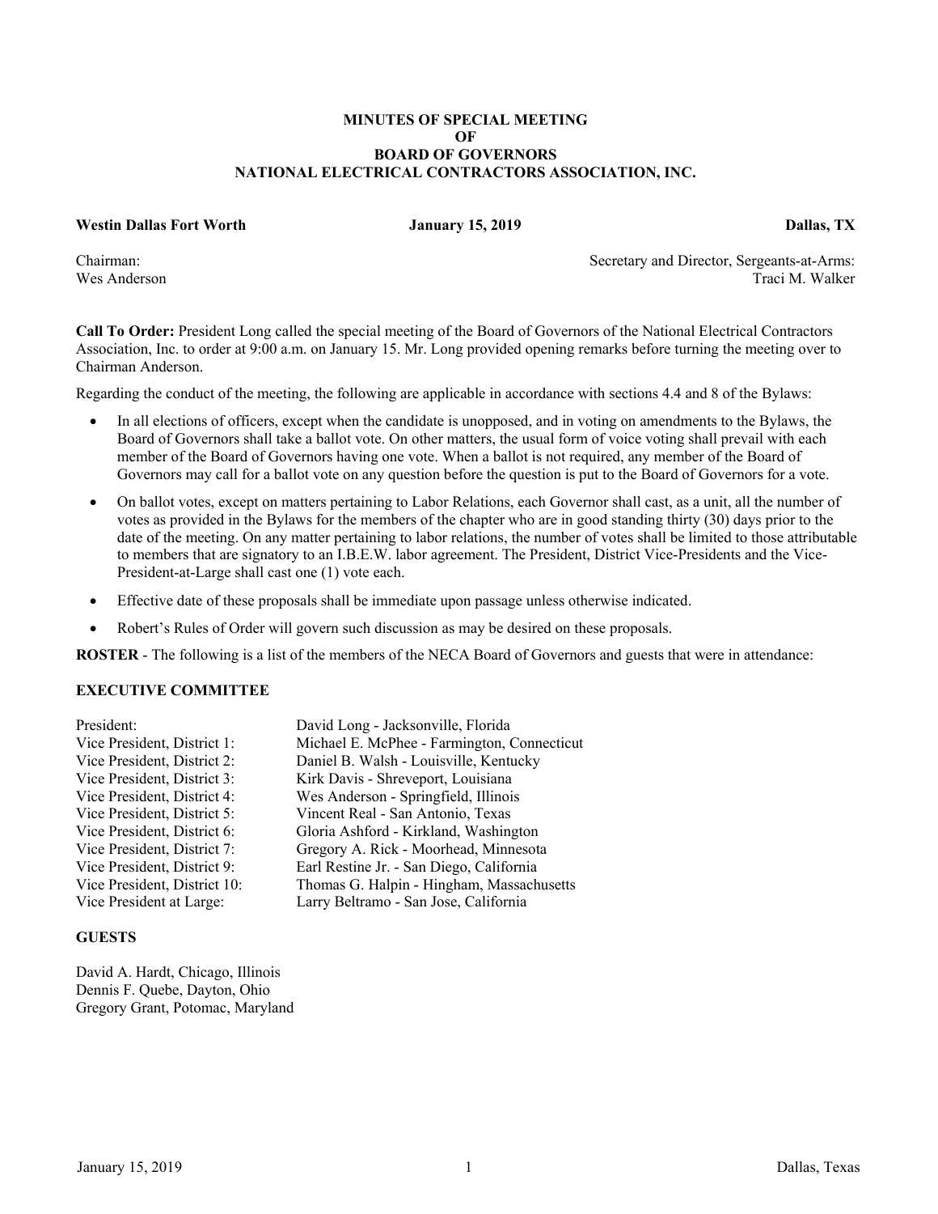# MINUTES OF SPECIAL MEETING OF BOARD OF GOVERNORS NATIONAL ELECTRICAL CONTRACTORS ASSOCIATION, INC.

**Westin Dallas Fort Worth** **January 15, 2019** **Dallas, TX**

Chairman: Wes Anderson

Secretary and Director, Sergeants-at-Arms: Traci M. Walker

**Call To Order:** President Long called the special meeting of the Board of Governors of the National Electrical Contractors Association, Inc. to order at 9:00 a.m. on January 15. Mr. Long provided opening remarks before turning the meeting over to Chairman Anderson.

Regarding the conduct of the meeting, the following are applicable in accordance with sections 4.4 and 8 of the Bylaws:

- In all elections of officers, except when the candidate is unopposed, and in voting on amendments to the Bylaws, the Board of Governors shall take a ballot vote. On other matters, the usual form of voice voting shall prevail with each member of the Board of Governors having one vote. When a ballot is not required, any member of the Board of Governors may call for a ballot vote on any question before the question is put to the Board of Governors for a vote.
- On ballot votes, except on matters pertaining to Labor Relations, each Governor shall cast, as a unit, all the number of votes as provided in the Bylaws for the members of the chapter who are in good standing thirty (30) days prior to the date of the meeting. On any matter pertaining to labor relations, the number of votes shall be limited to those attributable to members that are signatory to an I.B.E.W. labor agreement. The President, District Vice-Presidents and the Vice-President-at-Large shall cast one (1) vote each.
- Effective date of these proposals shall be immediate upon passage unless otherwise indicated.
- Robert's Rules of Order will govern such discussion as may be desired on these proposals.

**ROSTER** - The following is a list of the members of the NECA Board of Governors and guests that were in attendance:

## EXECUTIVE COMMITTEE

President: David Long - Jacksonville, Florida
Vice President, District 1: Michael E. McPhee - Farmington, Connecticut
Vice President, District 2: Daniel B. Walsh - Louisville, Kentucky
Vice President, District 3: Kirk Davis - Shreveport, Louisiana
Vice President, District 4: Wes Anderson - Springfield, Illinois
Vice President, District 5: Vincent Real - San Antonio, Texas
Vice President, District 6: Gloria Ashford - Kirkland, Washington
Vice President, District 7: Gregory A. Rick - Moorhead, Minnesota
Vice President, District 9: Earl Restine Jr. - San Diego, California
Vice President, District 10: Thomas G. Halpin - Hingham, Massachusetts
Vice President at Large: Larry Beltramo - San Jose, California

## GUESTS

David A. Hardt, Chicago, Illinois
Dennis F. Quebe, Dayton, Ohio
Gregory Grant, Potomac, Maryland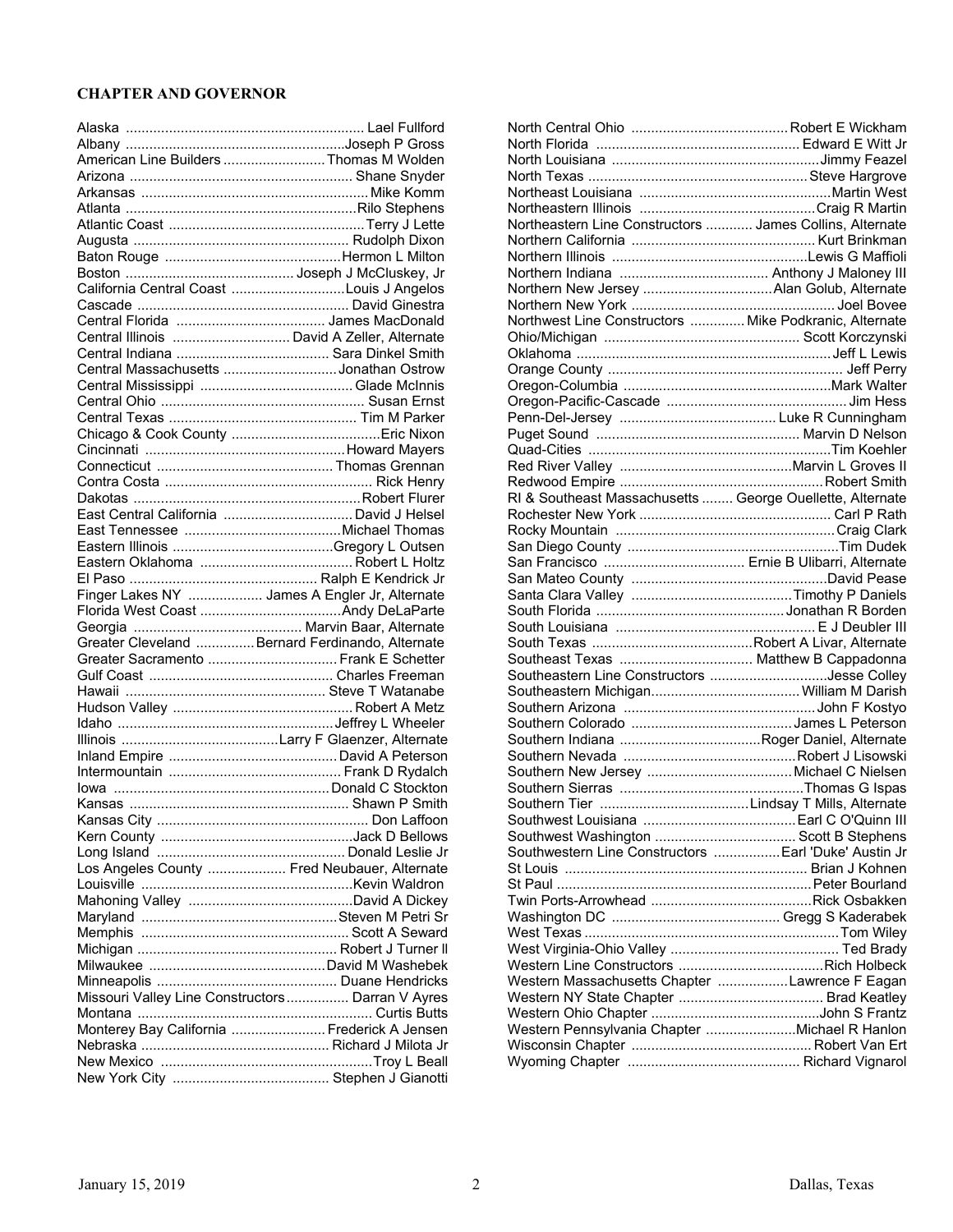### CHAPTER AND GOVERNOR

| Chapter | Governor |
|---|---|
| Alaska | Lael Fullford |
| Albany | Joseph P Gross |
| American Line Builders | Thomas M Wolden |
| Arizona | Shane Snyder |
| Arkansas | Mike Komm |
| Atlanta | Rilo Stephens |
| Atlantic Coast | Terry J Lette |
| Augusta | Rudolph Dixon |
| Baton Rouge | Hermon L Milton |
| Boston | Joseph J McCluskey, Jr |
| California Central Coast | Louis J Angelos |
| Cascade | David Ginestra |
| Central Florida | James MacDonald |
| Central Illinois | David A Zeller, Alternate |
| Central Indiana | Sara Dinkel Smith |
| Central Massachusetts | Jonathan Ostrow |
| Central Mississippi | Glade McInnis |
| Central Ohio | Susan Ernst |
| Central Texas | Tim M Parker |
| Chicago & Cook County | Eric Nixon |
| Cincinnati | Howard Mayers |
| Connecticut | Thomas Grennan |
| Contra Costa | Rick Henry |
| Dakotas | Robert Flurer |
| East Central California | David J Helsel |
| East Tennessee | Michael Thomas |
| Eastern Illinois | Gregory L Outsen |
| Eastern Oklahoma | Robert L Holtz |
| El Paso | Ralph E Kendrick Jr |
| Finger Lakes NY | James A Engler Jr, Alternate |
| Florida West Coast | Andy DeLaParte |
| Georgia | Marvin Baar, Alternate |
| Greater Cleveland | Bernard Ferdinando, Alternate |
| Greater Sacramento | Frank E Schetter |
| Gulf Coast | Charles Freeman |
| Hawaii | Steve T Watanabe |
| Hudson Valley | Robert A Metz |
| Idaho | Jeffrey L Wheeler |
| Illinois | Larry F Glaenzer, Alternate |
| Inland Empire | David A Peterson |
| Intermountain | Frank D Rydalch |
| Iowa | Donald C Stockton |
| Kansas | Shawn P Smith |
| Kansas City | Don Laffoon |
| Kern County | Jack D Bellows |
| Long Island | Donald Leslie Jr |
| Los Angeles County | Fred Neubauer, Alternate |
| Louisville | Kevin Waldron |
| Mahoning Valley | David A Dickey |
| Maryland | Steven M Petri Sr |
| Memphis | Scott A Seward |
| Michigan | Robert J Turner II |
| Milwaukee | David M Washebek |
| Minneapolis | Duane Hendricks |
| Missouri Valley Line Constructors | Darran V Ayres |
| Montana | Curtis Butts |
| Monterey Bay California | Frederick A Jensen |
| Nebraska | Richard J Milota Jr |
| New Mexico | Troy L Beall |
| New York City | Stephen J Gianotti |
| North Central Ohio | Robert E Wickham |
| North Florida | Edward E Witt Jr |
| North Louisiana | Jimmy Feazel |
| North Texas | Steve Hargrove |
| Northeast Louisiana | Martin West |
| Northeastern Illinois | Craig R Martin |
| Northeastern Line Constructors | James Collins, Alternate |
| Northern California | Kurt Brinkman |
| Northern Illinois | Lewis G Maffioli |
| Northern Indiana | Anthony J Maloney III |
| Northern New Jersey | Alan Golub, Alternate |
| Northern New York | Joel Bovee |
| Northwest Line Constructors | Mike Podkranic, Alternate |
| Ohio/Michigan | Scott Korczynski |
| Oklahoma | Jeff L Lewis |
| Orange County | Jeff Perry |
| Oregon-Columbia | Mark Walter |
| Oregon-Pacific-Cascade | Jim Hess |
| Penn-Del-Jersey | Luke R Cunningham |
| Puget Sound | Marvin D Nelson |
| Quad-Cities | Tim Koehler |
| Red River Valley | Marvin L Groves II |
| Redwood Empire | Robert Smith |
| RI & Southeast Massachusetts | George Ouellette, Alternate |
| Rochester New York | Carl P Rath |
| Rocky Mountain | Craig Clark |
| San Diego County | Tim Dudek |
| San Francisco | Ernie B Ulibarri, Alternate |
| San Mateo County | David Pease |
| Santa Clara Valley | Timothy P Daniels |
| South Florida | Jonathan R Borden |
| South Louisiana | E J Deubler III |
| South Texas | Robert A Livar, Alternate |
| Southeast Texas | Matthew B Cappadonna |
| Southeastern Line Constructors | Jesse Colley |
| Southeastern Michigan | William M Darish |
| Southern Arizona | John F Kostyo |
| Southern Colorado | James L Peterson |
| Southern Indiana | Roger Daniel, Alternate |
| Southern Nevada | Robert J Lisowski |
| Southern New Jersey | Michael C Nielsen |
| Southern Sierras | Thomas G Ispas |
| Southern Tier | Lindsay T Mills, Alternate |
| Southwest Louisiana | Earl C O'Quinn III |
| Southwest Washington | Scott B Stephens |
| Southwestern Line Constructors | Earl 'Duke' Austin Jr |
| St Louis | Brian J Kohnen |
| St Paul | Peter Bourland |
| Twin Ports-Arrowhead | Rick Osbakken |
| Washington DC | Gregg S Kaderabek |
| West Texas | Tom Wiley |
| West Virginia-Ohio Valley | Ted Brady |
| Western Line Constructors | Rich Holbeck |
| Western Massachusetts Chapter | Lawrence F Eagan |
| Western NY State Chapter | Brad Keatley |
| Western Ohio Chapter | John S Frantz |
| Western Pennsylvania Chapter | Michael R Hanlon |
| Wisconsin Chapter | Robert Van Ert |
| Wyoming Chapter | Richard Vignarol |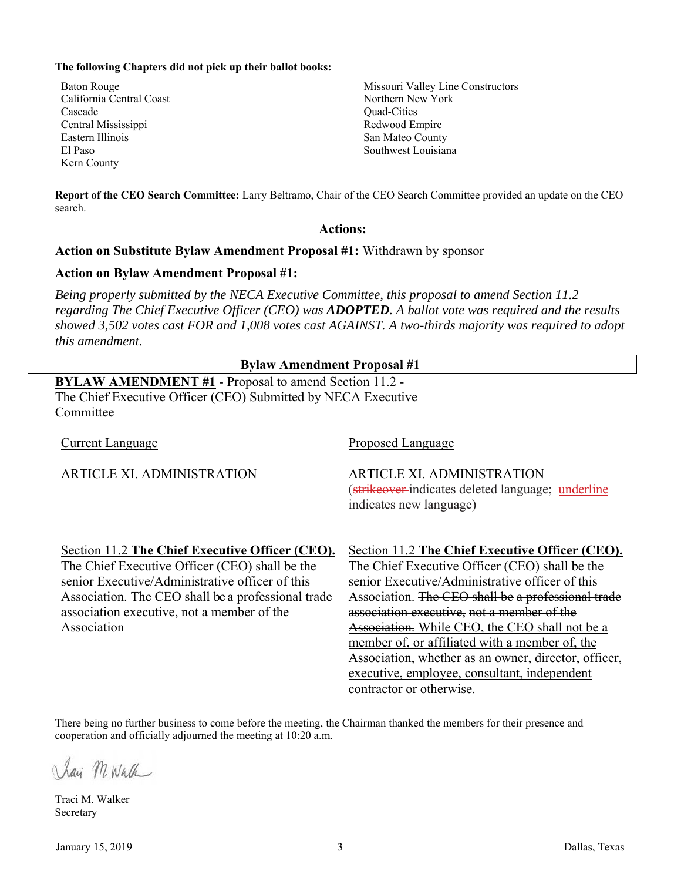**The following Chapters did not pick up their ballot books:**

Baton Rouge
California Central Coast
Cascade
Central Mississippi
Eastern Illinois
El Paso
Kern County
Missouri Valley Line Constructors
Northern New York
Quad-Cities
Redwood Empire
San Mateo County
Southwest Louisiana

**Report of the CEO Search Committee:** Larry Beltramo, Chair of the CEO Search Committee provided an update on the CEO search.

## Actions:

**Action on Substitute Bylaw Amendment Proposal #1:** Withdrawn by sponsor

**Action on Bylaw Amendment Proposal #1:**

*Being properly submitted by the NECA Executive Committee, this proposal to amend Section 11.2 regarding The Chief Executive Officer (CEO) was **ADOPTED**. A ballot vote was required and the results showed 3,502 votes cast FOR and 1,008 votes cast AGAINST. A two-thirds majority was required to adopt this amendment.*

### Bylaw Amendment Proposal #1

**BYLAW AMENDMENT #1** - Proposal to amend Section 11.2 - The Chief Executive Officer (CEO) Submitted by NECA Executive Committee

| Current Language | Proposed Language |
|---|---|
| ARTICLE XI. ADMINISTRATION | ARTICLE XI. ADMINISTRATION (~~strikeover~~ indicates deleted language; underline indicates new language) |
| Section 11.2 **The Chief Executive Officer (CEO).** The Chief Executive Officer (CEO) shall be the senior Executive/Administrative officer of this Association. The CEO shall be a professional trade association executive, not a member of the Association | Section 11.2 **The Chief Executive Officer (CEO).** The Chief Executive Officer (CEO) shall be the senior Executive/Administrative officer of this Association. ~~The CEO shall be a professional trade association executive, not a member of the Association.~~ While CEO, the CEO shall not be a member of, or affiliated with a member of, the Association, whether as an owner, director, officer, executive, employee, consultant, independent contractor or otherwise. |

There being no further business to come before the meeting, the Chairman thanked the members for their presence and cooperation and officially adjourned the meeting at 10:20 a.m.

Traci M. Walker
Secretary

January 15, 2019 Dallas, Texas